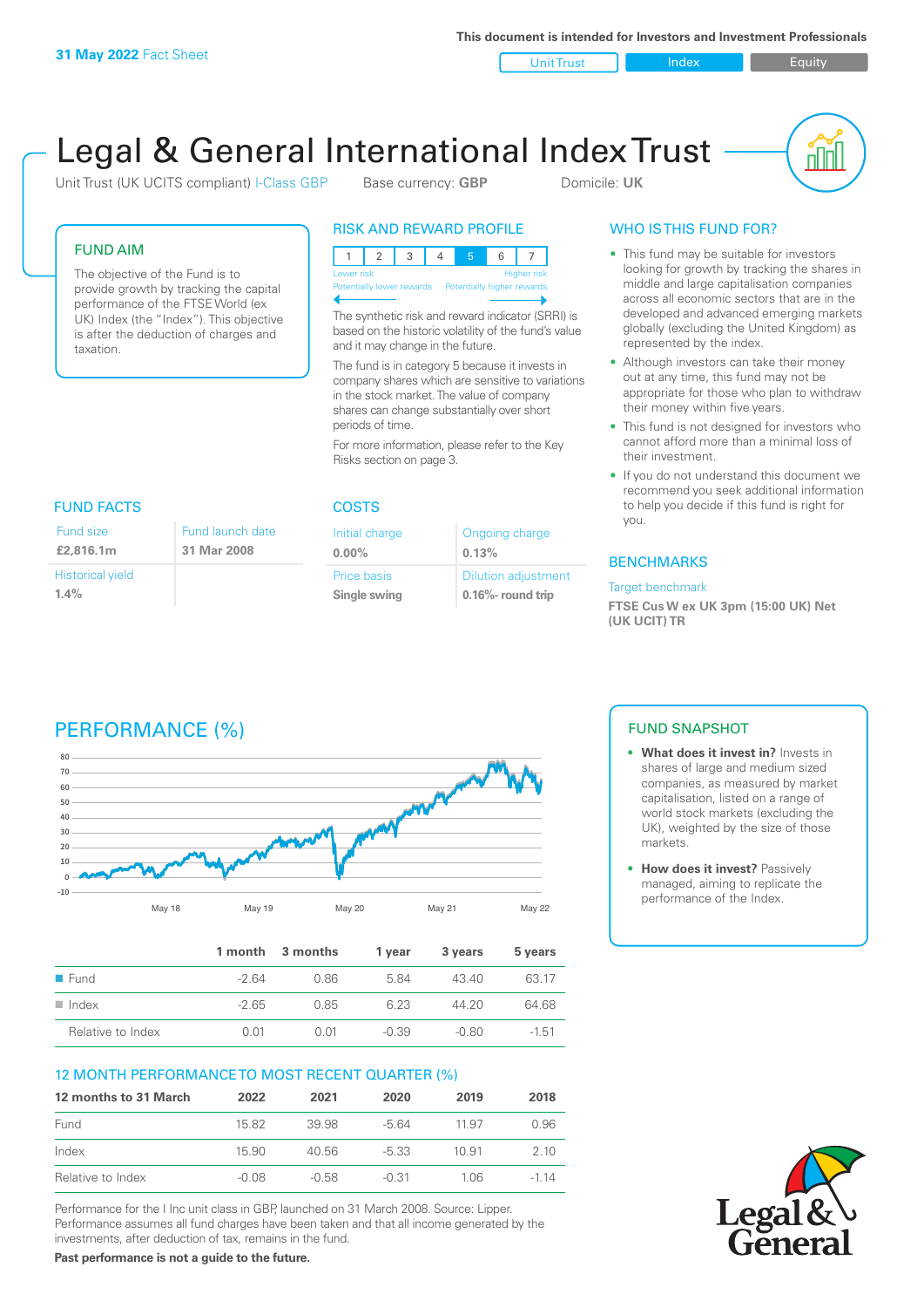**31 May 2022** Fact Sheet

This document is intended for Investors and Investment Professionals

Unit Trust | Index | Equity

# Legal & General International Index Trust

Unit Trust (UK UCITS compliant) I-Class GBP    Base currency: **GBP**    Domicile: **UK**

## FUND AIM

The objective of the Fund is to provide growth by tracking the capital performance of the FTSE World (ex UK) Index (the "Index"). This objective is after the deduction of charges and taxation.

## RISK AND REWARD PROFILE

| 1 | 2 | 3 | 4 | **5** | 6 | 7 |
|---|---|---|---|---|---|---|

Lower risk — Potentially lower rewards ← → Higher risk — Potentially higher rewards

The synthetic risk and reward indicator (SRRI) is based on the historic volatility of the fund's value and it may change in the future.

The fund is in category 5 because it invests in company shares which are sensitive to variations in the stock market. The value of company shares can change substantially over short periods of time.

For more information, please refer to the Key Risks section on page 3.

## WHO IS THIS FUND FOR?

- This fund may be suitable for investors looking for growth by tracking the shares in middle and large capitalisation companies across all economic sectors that are in the developed and advanced emerging markets globally (excluding the United Kingdom) as represented by the index.
- Although investors can take their money out at any time, this fund may not be appropriate for those who plan to withdraw their money within five years.
- This fund is not designed for investors who cannot afford more than a minimal loss of their investment.
- If you do not understand this document we recommend you seek additional information to help you decide if this fund is right for you.

## FUND FACTS

| Fund size | Fund launch date |
|---|---|
| **£2,816.1m** | **31 Mar 2008** |
| **Historical yield** | |
| **1.4%** | |

## COSTS

| Initial charge | Ongoing charge |
|---|---|
| **0.00%** | **0.13%** |
| **Price basis** | **Dilution adjustment** |
| **Single swing** | **0.16%- round trip** |

## BENCHMARKS

Target benchmark

**FTSE Cus W ex UK 3pm (15:00 UK) Net (UK UCIT) TR**

## PERFORMANCE (%)

|  | 1 month | 3 months | 1 year | 3 years | 5 years |
|---|---|---|---|---|---|
| Fund | -2.64 | 0.86 | 5.84 | 43.40 | 63.17 |
| Index | -2.65 | 0.85 | 6.23 | 44.20 | 64.68 |
| Relative to Index | 0.01 | 0.01 | -0.39 | -0.80 | -1.51 |

## 12 MONTH PERFORMANCE TO MOST RECENT QUARTER (%)

| 12 months to 31 March | 2022 | 2021 | 2020 | 2019 | 2018 |
|---|---|---|---|---|---|
| Fund | 15.82 | 39.98 | -5.64 | 11.97 | 0.96 |
| Index | 15.90 | 40.56 | -5.33 | 10.91 | 2.10 |
| Relative to Index | -0.08 | -0.58 | -0.31 | 1.06 | -1.14 |

Performance for the I Inc unit class in GBP, launched on 31 March 2008. Source: Lipper. Performance assumes all fund charges have been taken and that all income generated by the investments, after deduction of tax, remains in the fund.

**Past performance is not a guide to the future.**

## FUND SNAPSHOT

- **What does it invest in?** Invests in shares of large and medium sized companies, as measured by market capitalisation, listed on a range of world stock markets (excluding the UK), weighted by the size of those markets.
- **How does it invest?** Passively managed, aiming to replicate the performance of the Index.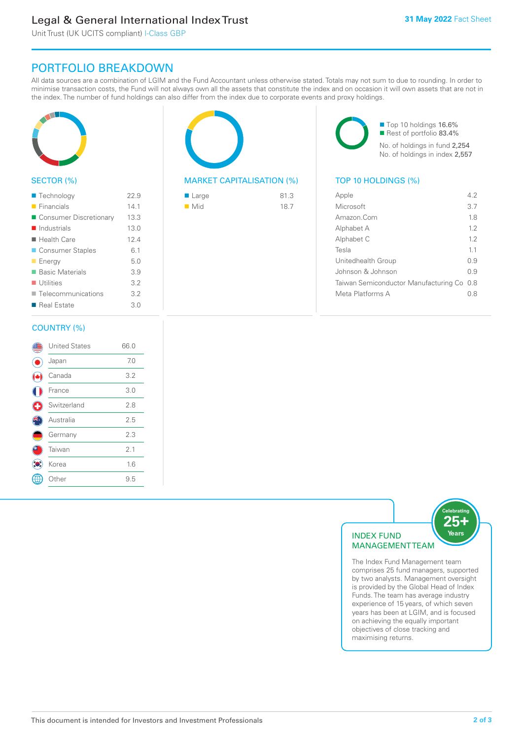# Legal & General International Index Trust

Unit Trust (UK UCITS compliant) I-Class GBP

31 May 2022 Fact Sheet

## PORTFOLIO BREAKDOWN

All data sources are a combination of LGIM and the Fund Accountant unless otherwise stated. Totals may not sum to due to rounding. In order to minimise transaction costs, the Fund will not always own all the assets that constitute the index and on occasion it will own assets that are not in the index. The number of fund holdings can also differ from the index due to corporate events and proxy holdings.

### SECTOR (%)

| Sector | % |
|---|---|
| Technology | 22.9 |
| Financials | 14.1 |
| Consumer Discretionary | 13.3 |
| Industrials | 13.0 |
| Health Care | 12.4 |
| Consumer Staples | 6.1 |
| Energy | 5.0 |
| Basic Materials | 3.9 |
| Utilities | 3.2 |
| Telecommunications | 3.2 |
| Real Estate | 3.0 |

### MARKET CAPITALISATION (%)

| Market Cap | % |
|---|---|
| Large | 81.3 |
| Mid | 18.7 |

Top 10 holdings 16.6%
Rest of portfolio 83.4%
No. of holdings in fund 2,254
No. of holdings in index 2,557

### TOP 10 HOLDINGS (%)

| Holding | % |
|---|---|
| Apple | 4.2 |
| Microsoft | 3.7 |
| Amazon.Com | 1.8 |
| Alphabet A | 1.2 |
| Alphabet C | 1.2 |
| Tesla | 1.1 |
| Unitedhealth Group | 0.9 |
| Johnson & Johnson | 0.9 |
| Taiwan Semiconductor Manufacturing Co | 0.8 |
| Meta Platforms A | 0.8 |

### COUNTRY (%)

| Country | % |
|---|---|
| United States | 66.0 |
| Japan | 7.0 |
| Canada | 3.2 |
| France | 3.0 |
| Switzerland | 2.8 |
| Australia | 2.5 |
| Germany | 2.3 |
| Taiwan | 2.1 |
| Korea | 1.6 |
| Other | 9.5 |

### INDEX FUND MANAGEMENT TEAM

Celebrating 25+ Years

The Index Fund Management team comprises 25 fund managers, supported by two analysts. Management oversight is provided by the Global Head of Index Funds. The team has average industry experience of 15 years, of which seven years has been at LGIM, and is focused on achieving the equally important objectives of close tracking and maximising returns.

This document is intended for Investors and Investment Professionals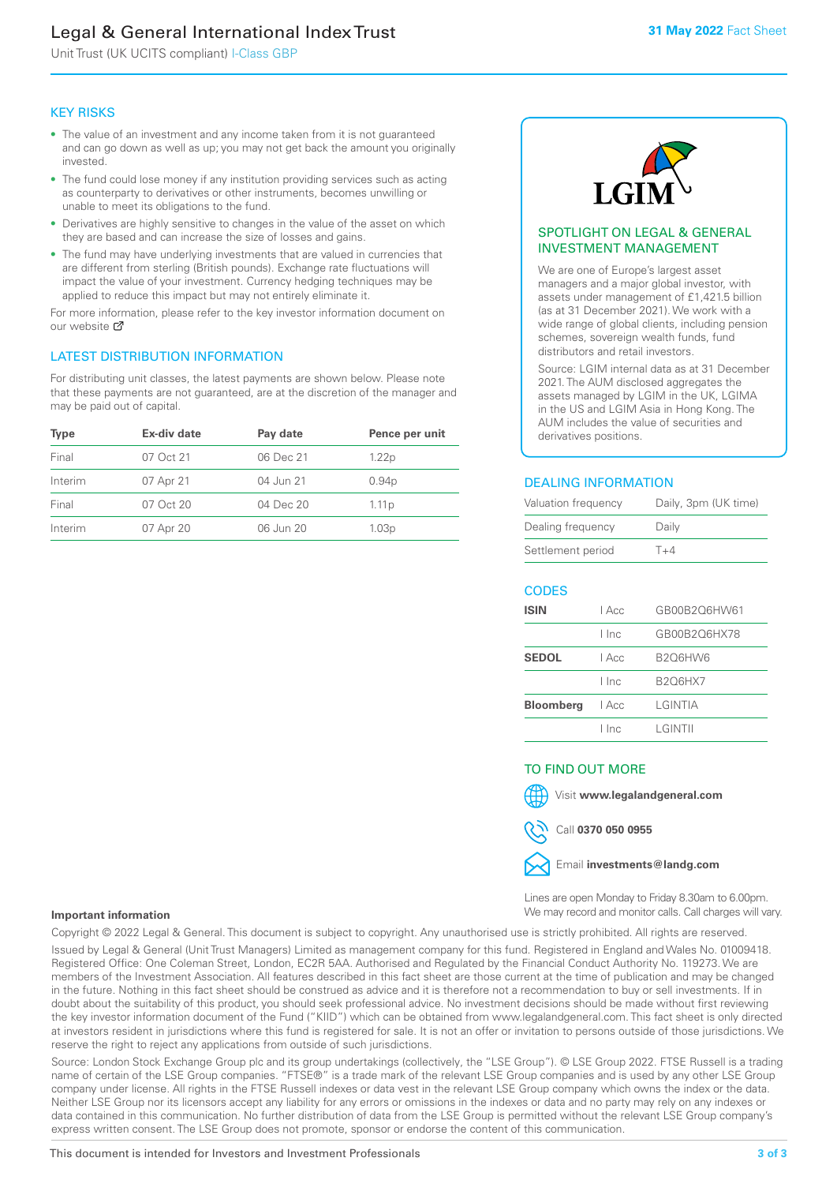# Legal & General International Index Trust

Unit Trust (UK UCITS compliant) I-Class GBP

**31 May 2022** Fact Sheet

## KEY RISKS

- The value of an investment and any income taken from it is not guaranteed and can go down as well as up; you may not get back the amount you originally invested.
- The fund could lose money if any institution providing services such as acting as counterparty to derivatives or other instruments, becomes unwilling or unable to meet its obligations to the fund.
- Derivatives are highly sensitive to changes in the value of the asset on which they are based and can increase the size of losses and gains.
- The fund may have underlying investments that are valued in currencies that are different from sterling (British pounds). Exchange rate fluctuations will impact the value of your investment. Currency hedging techniques may be applied to reduce this impact but may not entirely eliminate it.

For more information, please refer to the key investor information document on our website

## LATEST DISTRIBUTION INFORMATION

For distributing unit classes, the latest payments are shown below. Please note that these payments are not guaranteed, are at the discretion of the manager and may be paid out of capital.

| Type | Ex-div date | Pay date | Pence per unit |
|---|---|---|---|
| Final | 07 Oct 21 | 06 Dec 21 | 1.22p |
| Interim | 07 Apr 21 | 04 Jun 21 | 0.94p |
| Final | 07 Oct 20 | 04 Dec 20 | 1.11p |
| Interim | 07 Apr 20 | 06 Jun 20 | 1.03p |

## SPOTLIGHT ON LEGAL & GENERAL INVESTMENT MANAGEMENT

We are one of Europe's largest asset managers and a major global investor, with assets under management of £1,421.5 billion (as at 31 December 2021). We work with a wide range of global clients, including pension schemes, sovereign wealth funds, fund distributors and retail investors.

Source: LGIM internal data as at 31 December 2021. The AUM disclosed aggregates the assets managed by LGIM in the UK, LGIMA in the US and LGIM Asia in Hong Kong. The AUM includes the value of securities and derivatives positions.

## DEALING INFORMATION

| | |
|---|---|
| Valuation frequency | Daily, 3pm (UK time) |
| Dealing frequency | Daily |
| Settlement period | T+4 |

## CODES

| | | |
|---|---|---|
| **ISIN** | I Acc | GB00B2Q6HW61 |
| | I Inc | GB00B2Q6HX78 |
| **SEDOL** | I Acc | B2Q6HW6 |
| | I Inc | B2Q6HX7 |
| **Bloomberg** | I Acc | LGINTIA |
| | I Inc | LGINTII |

## TO FIND OUT MORE

Visit **www.legalandgeneral.com**

Call **0370 050 0955**

Email **investments@landg.com**

Lines are open Monday to Friday 8.30am to 6.00pm. We may record and monitor calls. Call charges will vary.

**Important information**

Copyright © 2022 Legal & General. This document is subject to copyright. Any unauthorised use is strictly prohibited. All rights are reserved.

Issued by Legal & General (Unit Trust Managers) Limited as management company for this fund. Registered in England and Wales No. 01009418. Registered Office: One Coleman Street, London, EC2R 5AA. Authorised and Regulated by the Financial Conduct Authority No. 119273. We are members of the Investment Association. All features described in this fact sheet are those current at the time of publication and may be changed in the future. Nothing in this fact sheet should be construed as advice and it is therefore not a recommendation to buy or sell investments. If in doubt about the suitability of this product, you should seek professional advice. No investment decisions should be made without first reviewing the key investor information document of the Fund ("KIID") which can be obtained from www.legalandgeneral.com. This fact sheet is only directed at investors resident in jurisdictions where this fund is registered for sale. It is not an offer or invitation to persons outside of those jurisdictions. We reserve the right to reject any applications from outside of such jurisdictions.

Source: London Stock Exchange Group plc and its group undertakings (collectively, the "LSE Group"). © LSE Group 2022. FTSE Russell is a trading name of certain of the LSE Group companies. "FTSE®" is a trade mark of the relevant LSE Group companies and is used by any other LSE Group company under license. All rights in the FTSE Russell indexes or data vest in the relevant LSE Group company which owns the index or the data. Neither LSE Group nor its licensors accept any liability for any errors or omissions in the indexes or data and no party may rely on any indexes or data contained in this communication. No further distribution of data from the LSE Group is permitted without the relevant LSE Group company's express written consent. The LSE Group does not promote, sponsor or endorse the content of this communication.

This document is intended for Investors and Investment Professionals